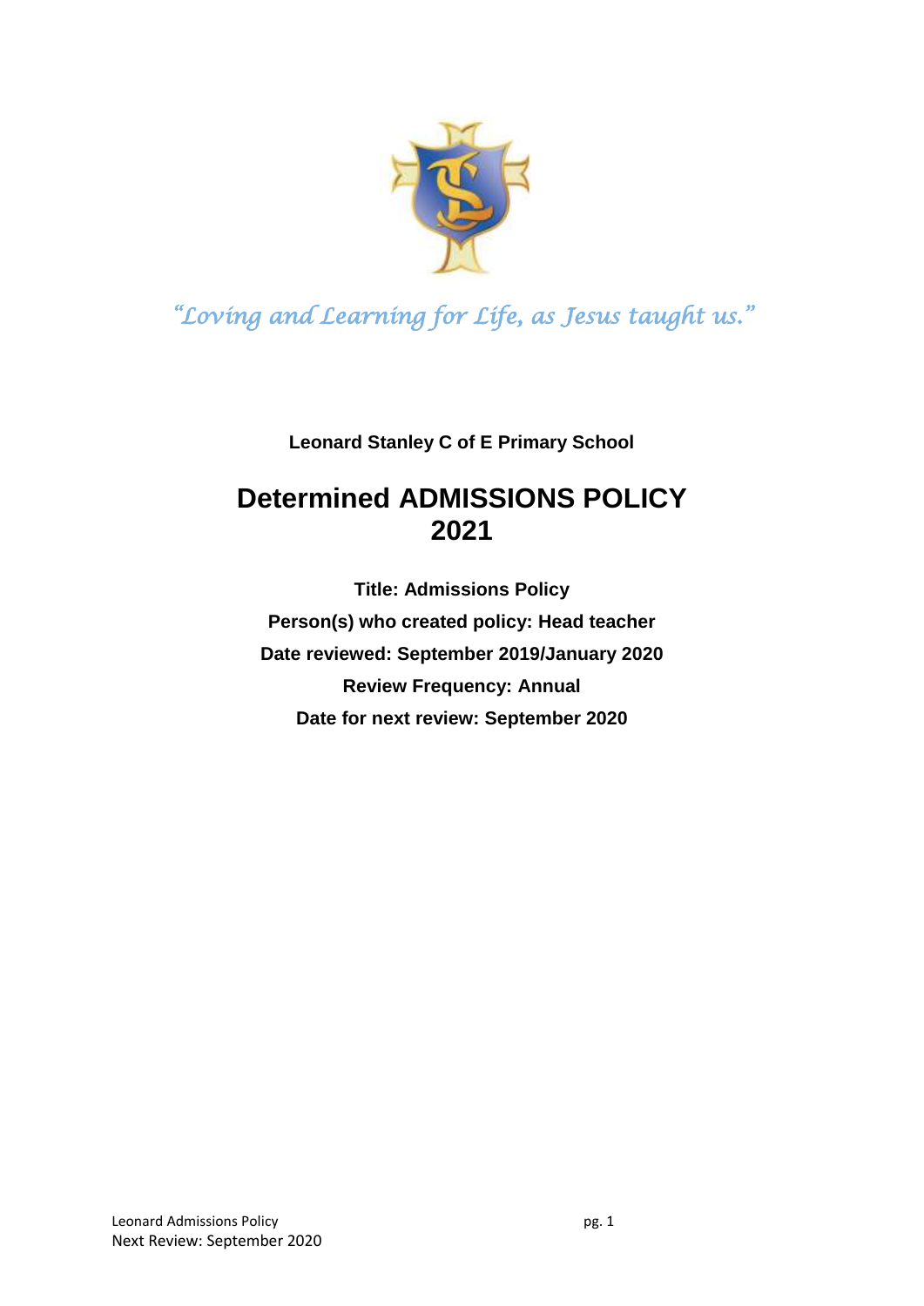*"Loving and Learning for Life, as Jesus taught us."*

**Leonard Stanley C of E Primary School**

# Determined ADMISSIONS POLICY 2021

**Title: Admissions Policy**

**Person(s) who created policy: Head teacher**

**Date reviewed: September 2019/January 2020**

**Review Frequency: Annual**

**Date for next review: September 2020**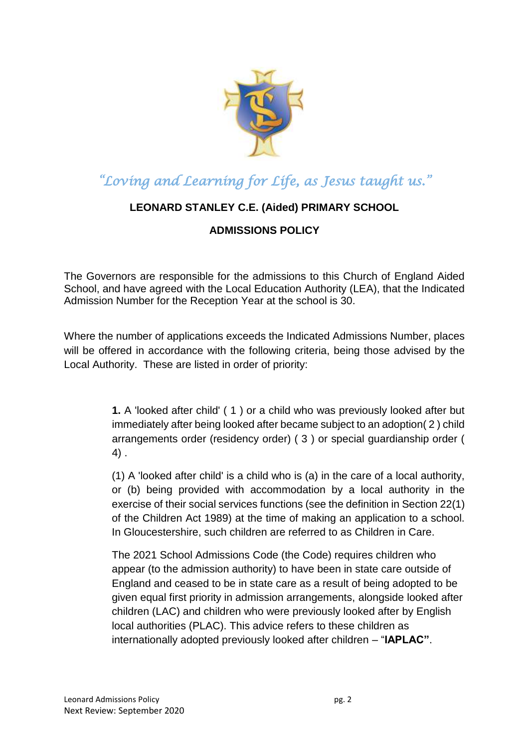*"Loving and Learning for Life, as Jesus taught us."*

## LEONARD STANLEY C.E. (Aided) PRIMARY SCHOOL

## ADMISSIONS POLICY

The Governors are responsible for the admissions to this Church of England Aided School, and have agreed with the Local Education Authority (LEA), that the Indicated Admission Number for the Reception Year at the school is 30.

Where the number of applications exceeds the Indicated Admissions Number, places will be offered in accordance with the following criteria, being those advised by the Local Authority. These are listed in order of priority:

> **1.** A 'looked after child' ( 1 ) or a child who was previously looked after but immediately after being looked after became subject to an adoption( 2 ) child arrangements order (residency order) ( 3 ) or special guardianship order ( 4) .
>
> (1) A 'looked after child' is a child who is (a) in the care of a local authority, or (b) being provided with accommodation by a local authority in the exercise of their social services functions (see the definition in Section 22(1) of the Children Act 1989) at the time of making an application to a school. In Gloucestershire, such children are referred to as Children in Care.
>
> The 2021 School Admissions Code (the Code) requires children who appear (to the admission authority) to have been in state care outside of England and ceased to be in state care as a result of being adopted to be given equal first priority in admission arrangements, alongside looked after children (LAC) and children who were previously looked after by English local authorities (PLAC). This advice refers to these children as internationally adopted previously looked after children – "**IAPLAC"**.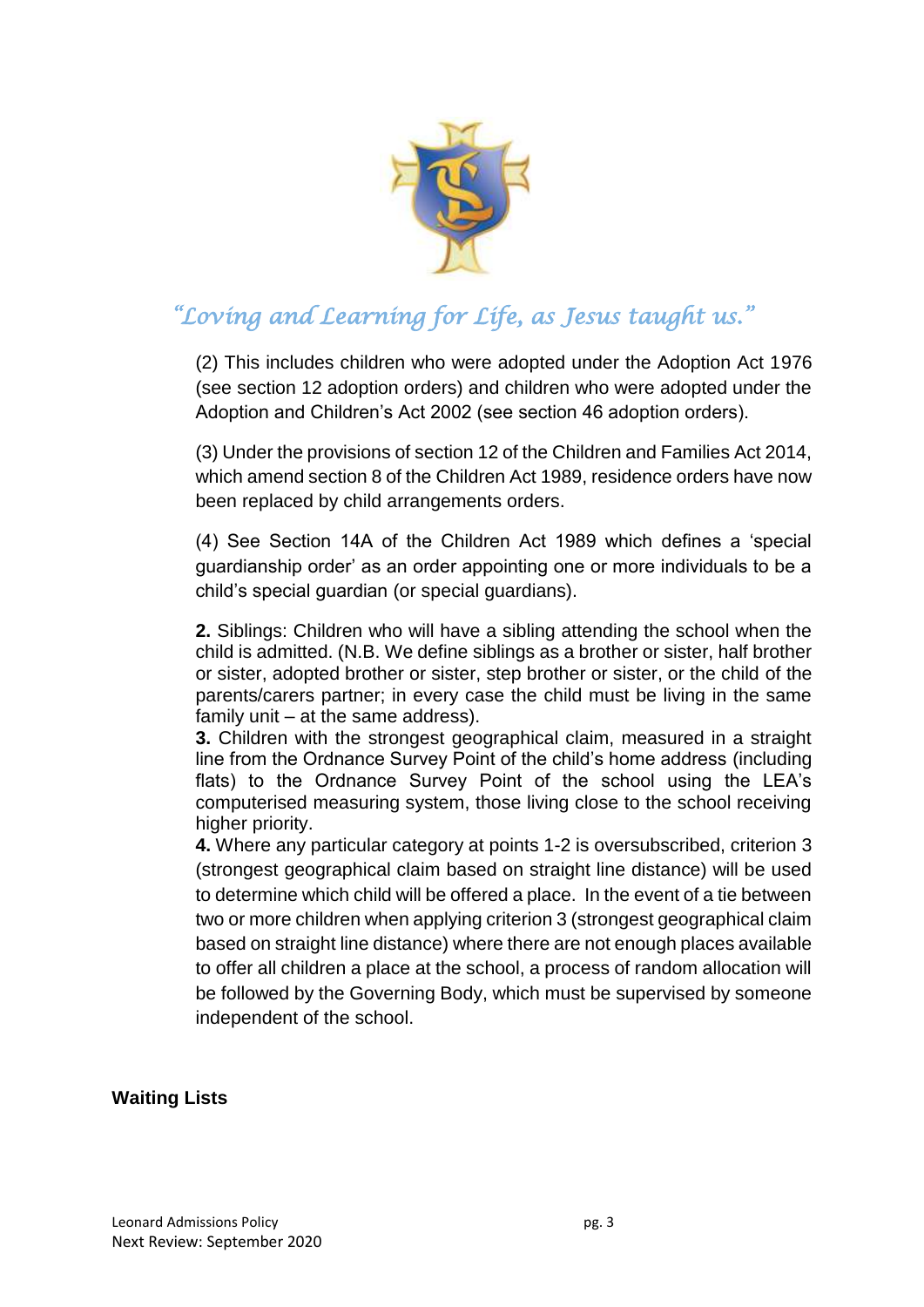*"Loving and Learning for Life, as Jesus taught us."*

(2) This includes children who were adopted under the Adoption Act 1976 (see section 12 adoption orders) and children who were adopted under the Adoption and Children's Act 2002 (see section 46 adoption orders).

(3) Under the provisions of section 12 of the Children and Families Act 2014, which amend section 8 of the Children Act 1989, residence orders have now been replaced by child arrangements orders.

(4) See Section 14A of the Children Act 1989 which defines a 'special guardianship order' as an order appointing one or more individuals to be a child's special guardian (or special guardians).

**2.** Siblings: Children who will have a sibling attending the school when the child is admitted. (N.B. We define siblings as a brother or sister, half brother or sister, adopted brother or sister, step brother or sister, or the child of the parents/carers partner; in every case the child must be living in the same family unit – at the same address).

**3.** Children with the strongest geographical claim, measured in a straight line from the Ordnance Survey Point of the child's home address (including flats) to the Ordnance Survey Point of the school using the LEA's computerised measuring system, those living close to the school receiving higher priority.

**4.** Where any particular category at points 1-2 is oversubscribed, criterion 3 (strongest geographical claim based on straight line distance) will be used to determine which child will be offered a place. In the event of a tie between two or more children when applying criterion 3 (strongest geographical claim based on straight line distance) where there are not enough places available to offer all children a place at the school, a process of random allocation will be followed by the Governing Body, which must be supervised by someone independent of the school.

**Waiting Lists**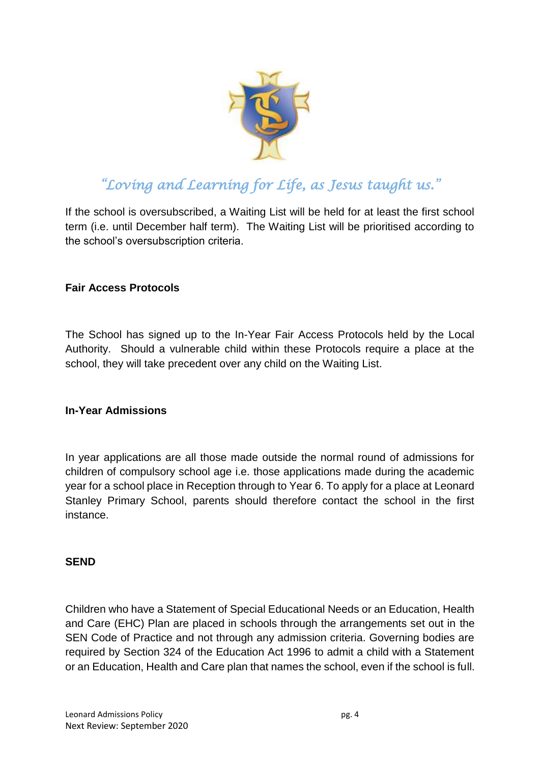*"Loving and Learning for Life, as Jesus taught us."*

If the school is oversubscribed, a Waiting List will be held for at least the first school term (i.e. until December half term). The Waiting List will be prioritised according to the school's oversubscription criteria.

**Fair Access Protocols**

The School has signed up to the In-Year Fair Access Protocols held by the Local Authority. Should a vulnerable child within these Protocols require a place at the school, they will take precedent over any child on the Waiting List.

**In-Year Admissions**

In year applications are all those made outside the normal round of admissions for children of compulsory school age i.e. those applications made during the academic year for a school place in Reception through to Year 6. To apply for a place at Leonard Stanley Primary School, parents should therefore contact the school in the first instance.

**SEND**

Children who have a Statement of Special Educational Needs or an Education, Health and Care (EHC) Plan are placed in schools through the arrangements set out in the SEN Code of Practice and not through any admission criteria. Governing bodies are required by Section 324 of the Education Act 1996 to admit a child with a Statement or an Education, Health and Care plan that names the school, even if the school is full.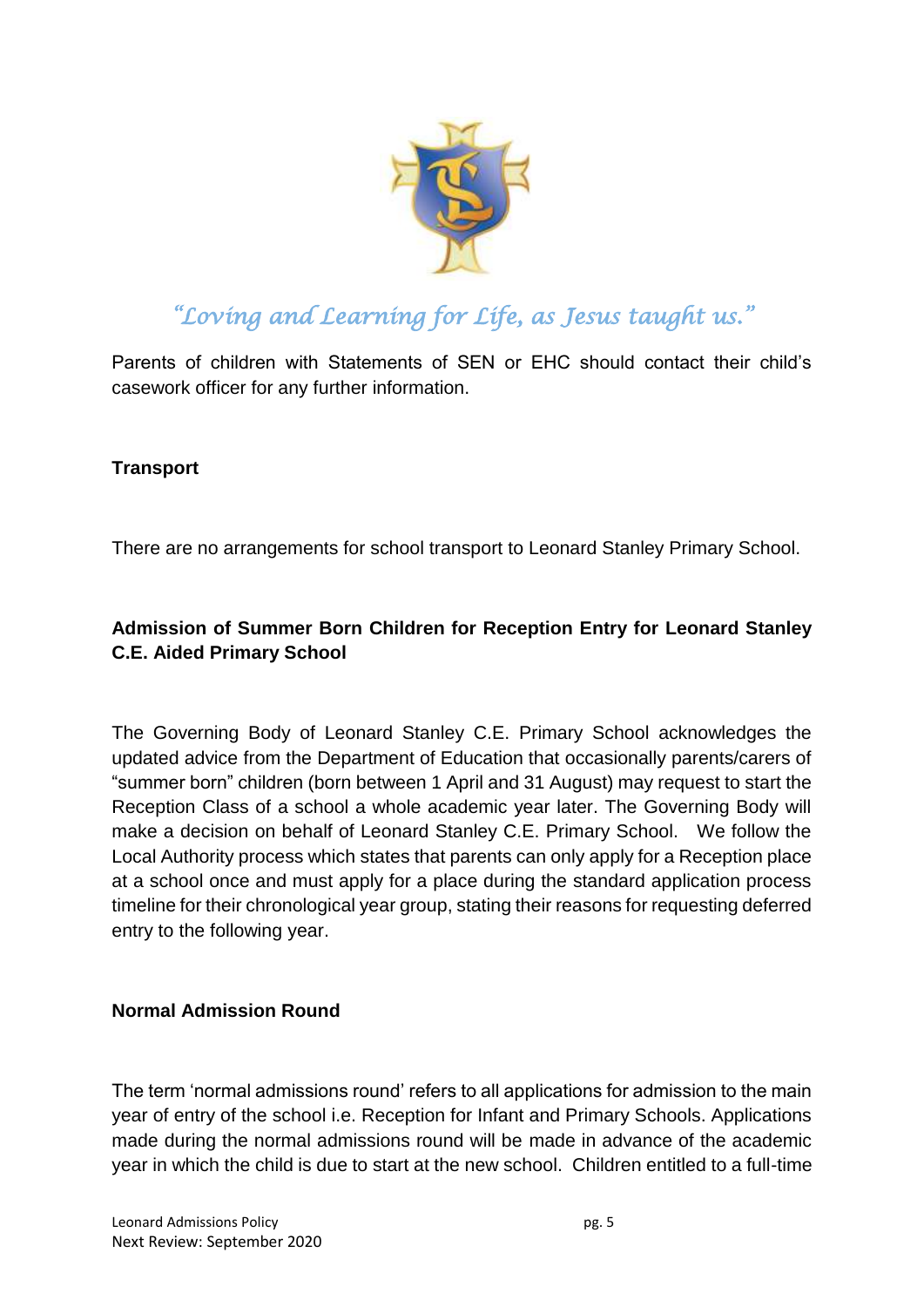*"Loving and Learning for Life, as Jesus taught us."*

Parents of children with Statements of SEN or EHC should contact their child's casework officer for any further information.

**Transport**

There are no arrangements for school transport to Leonard Stanley Primary School.

**Admission of Summer Born Children for Reception Entry for Leonard Stanley C.E. Aided Primary School**

The Governing Body of Leonard Stanley C.E. Primary School acknowledges the updated advice from the Department of Education that occasionally parents/carers of "summer born" children (born between 1 April and 31 August) may request to start the Reception Class of a school a whole academic year later. The Governing Body will make a decision on behalf of Leonard Stanley C.E. Primary School. We follow the Local Authority process which states that parents can only apply for a Reception place at a school once and must apply for a place during the standard application process timeline for their chronological year group, stating their reasons for requesting deferred entry to the following year.

**Normal Admission Round**

The term 'normal admissions round' refers to all applications for admission to the main year of entry of the school i.e. Reception for Infant and Primary Schools. Applications made during the normal admissions round will be made in advance of the academic year in which the child is due to start at the new school. Children entitled to a full-time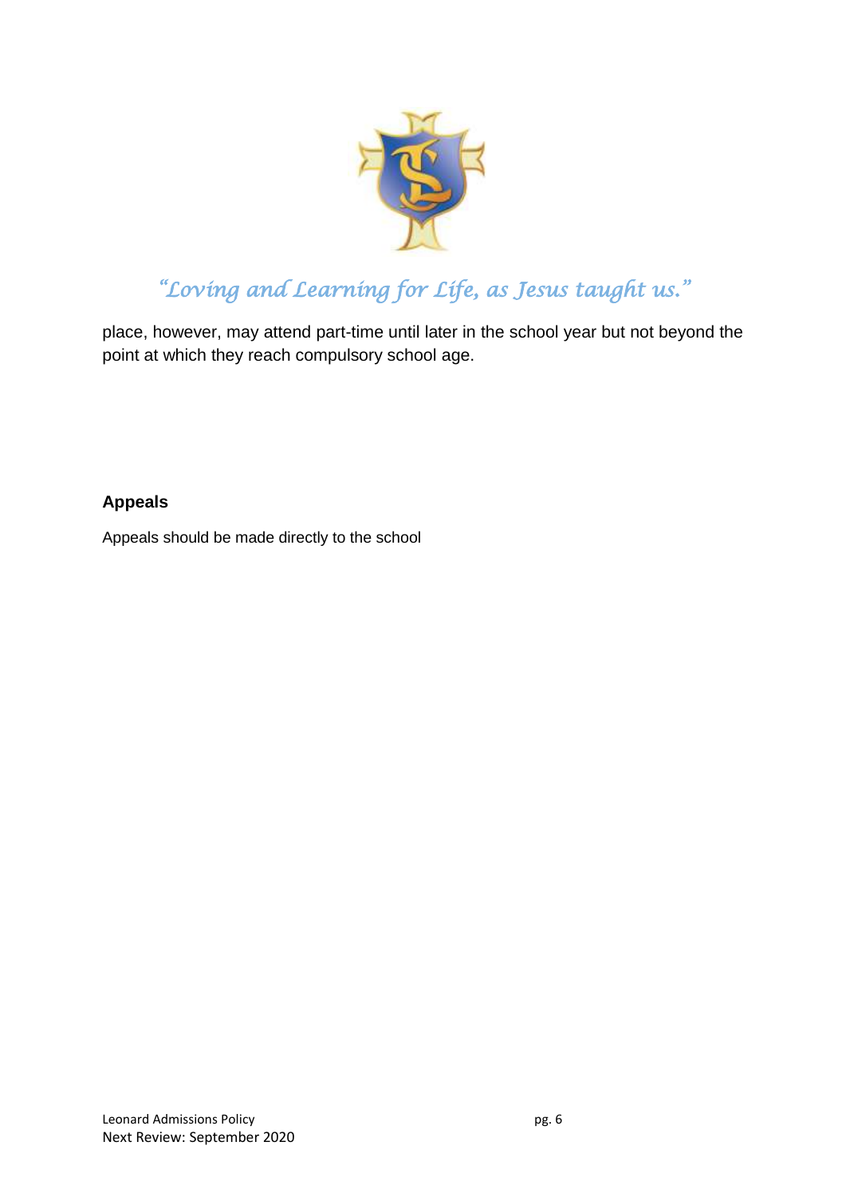place, however, may attend part-time until later in the school year but not beyond the point at which they reach compulsory school age.

**Appeals**

Appeals should be made directly to the school